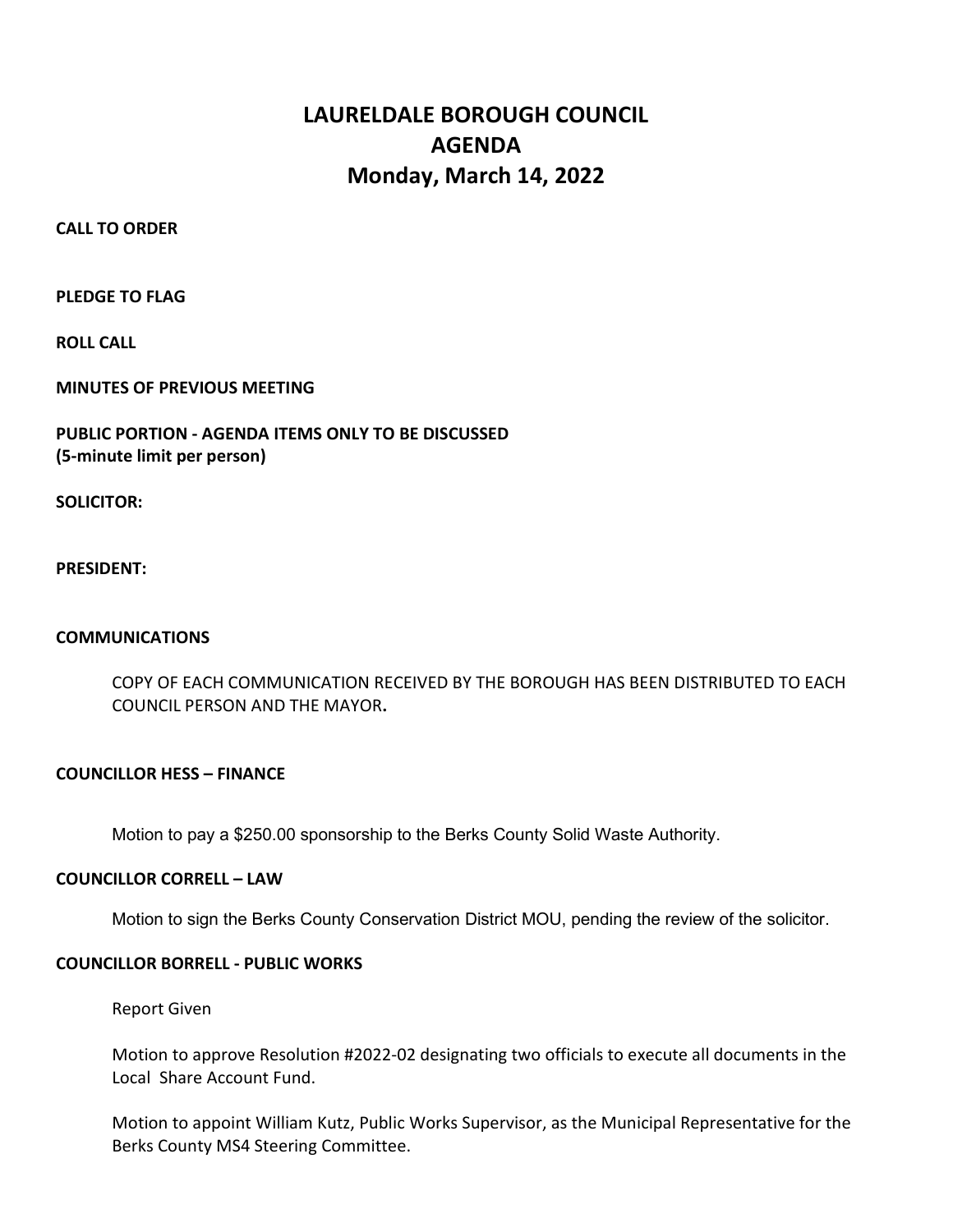# LAURELDALE BOROUGH COUNCIL
# AGENDA
# Monday, March 14, 2022

**CALL TO ORDER**

**PLEDGE TO FLAG**

**ROLL CALL**

**MINUTES OF PREVIOUS MEETING**

**PUBLIC PORTION - AGENDA ITEMS ONLY TO BE DISCUSSED**
**(5-minute limit per person)**

**SOLICITOR:**

**PRESIDENT:**

**COMMUNICATIONS**

COPY OF EACH COMMUNICATION RECEIVED BY THE BOROUGH HAS BEEN DISTRIBUTED TO EACH COUNCIL PERSON AND THE MAYOR**.**

**COUNCILLOR HESS – FINANCE**

Motion to pay a $250.00 sponsorship to the Berks County Solid Waste Authority.

**COUNCILLOR CORRELL – LAW**

Motion to sign the Berks County Conservation District MOU, pending the review of the solicitor.

**COUNCILLOR BORRELL - PUBLIC WORKS**

Report Given

Motion to approve Resolution #2022-02 designating two officials to execute all documents in the Local Share Account Fund.

Motion to appoint William Kutz, Public Works Supervisor, as the Municipal Representative for the Berks County MS4 Steering Committee.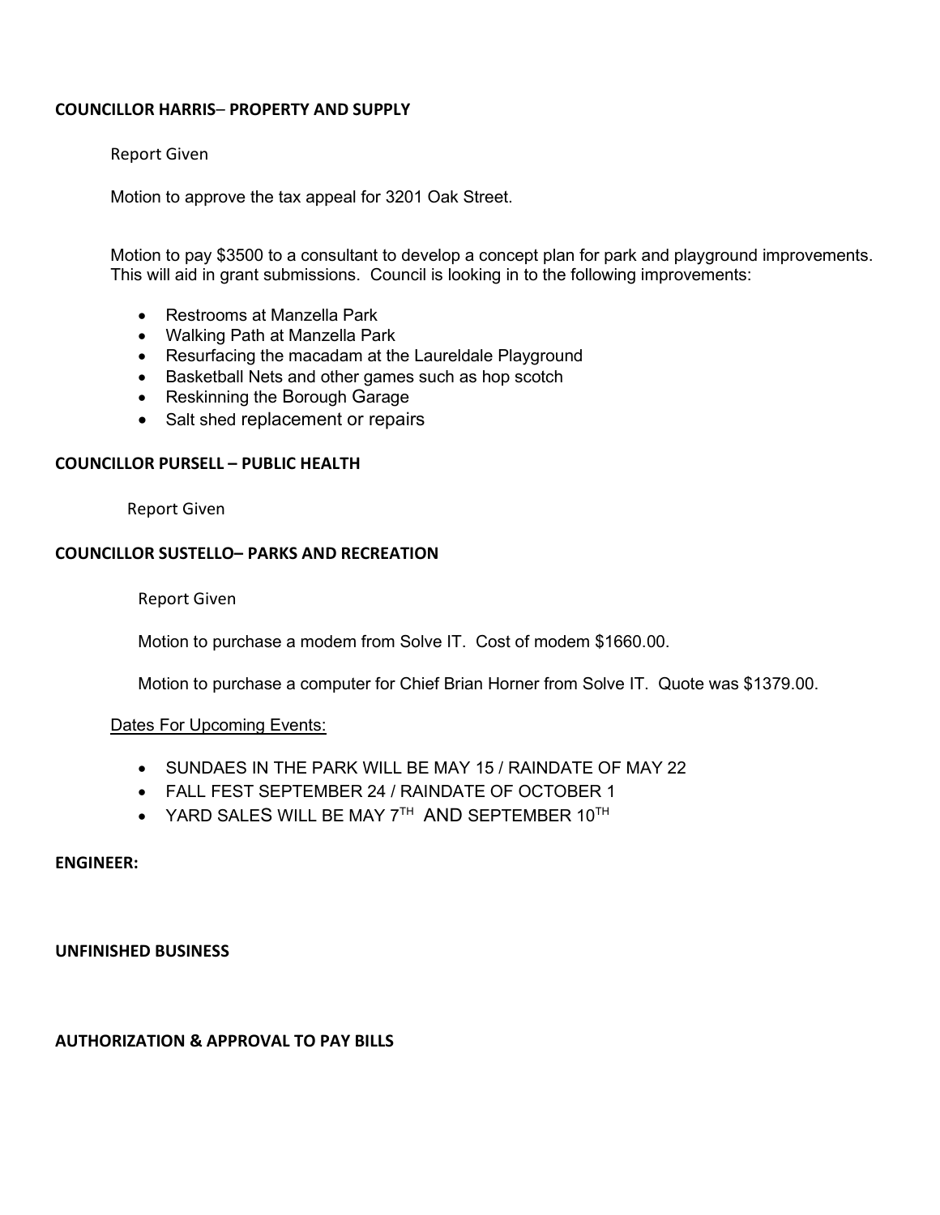**COUNCILLOR HARRIS– PROPERTY AND SUPPLY**

Report Given

Motion to approve the tax appeal for 3201 Oak Street.

Motion to pay $3500 to a consultant to develop a concept plan for park and playground improvements. This will aid in grant submissions. Council is looking in to the following improvements:

- Restrooms at Manzella Park
- Walking Path at Manzella Park
- Resurfacing the macadam at the Laureldale Playground
- Basketball Nets and other games such as hop scotch
- Reskinning the Borough Garage
- Salt shed replacement or repairs

**COUNCILLOR PURSELL – PUBLIC HEALTH**

Report Given

**COUNCILLOR SUSTELLO– PARKS AND RECREATION**

Report Given

Motion to purchase a modem from Solve IT. Cost of modem $1660.00.

Motion to purchase a computer for Chief Brian Horner from Solve IT. Quote was $1379.00.

Dates For Upcoming Events:

- SUNDAES IN THE PARK WILL BE MAY 15 / RAINDATE OF MAY 22
- FALL FEST SEPTEMBER 24 / RAINDATE OF OCTOBER 1
- YARD SALES WILL BE MAY 7TH AND SEPTEMBER 10TH

**ENGINEER:**

**UNFINISHED BUSINESS**

**AUTHORIZATION & APPROVAL TO PAY BILLS**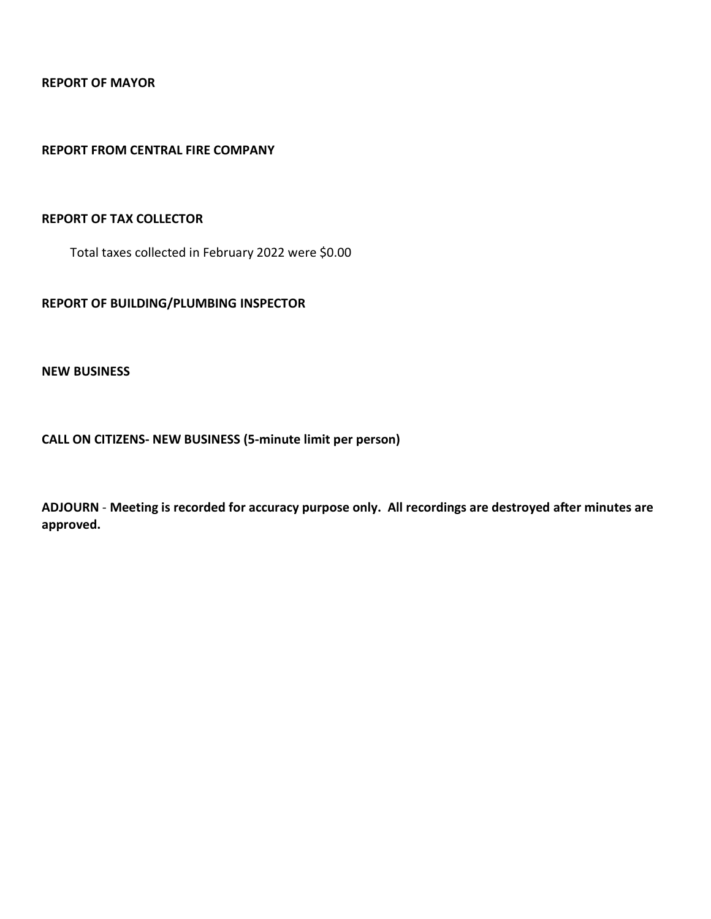**REPORT OF MAYOR**

**REPORT FROM CENTRAL FIRE COMPANY**

**REPORT OF TAX COLLECTOR**

Total taxes collected in February 2022 were $0.00

**REPORT OF BUILDING/PLUMBING INSPECTOR**

**NEW BUSINESS**

**CALL ON CITIZENS- NEW BUSINESS (5-minute limit per person)**

**ADJOURN** - **Meeting is recorded for accuracy purpose only. All recordings are destroyed after minutes are approved.**